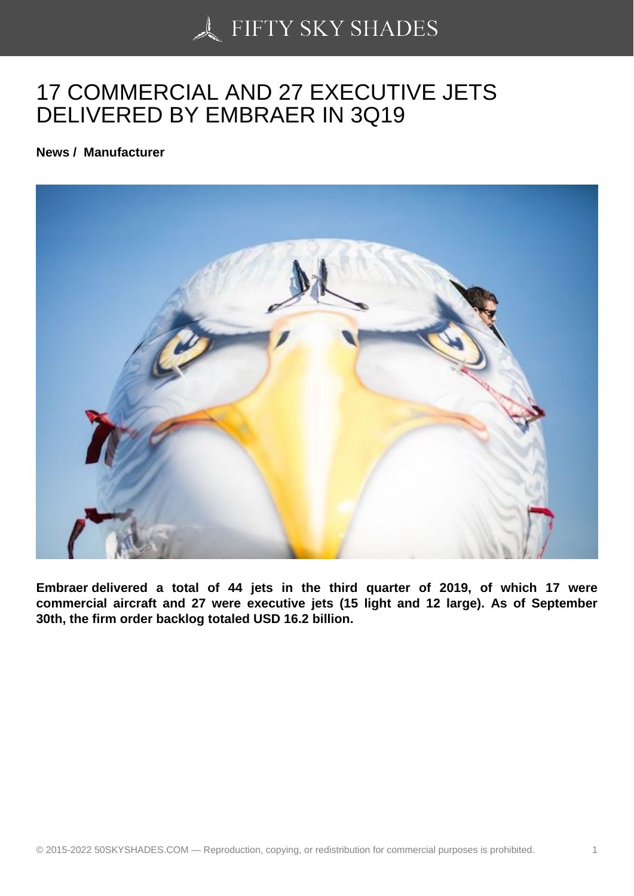# 17 COMMERCIAL AND 27 EXECUTIVE JETS DELIVERED BY EMBRAER IN 3Q19

**News / Manufacturer**

**Embraer delivered a total of 44 jets in the third quarter of 2019, of which 17 were commercial aircraft and 27 were executive jets (15 light and 12 large). As of September 30th, the firm order backlog totaled USD 16.2 billion.**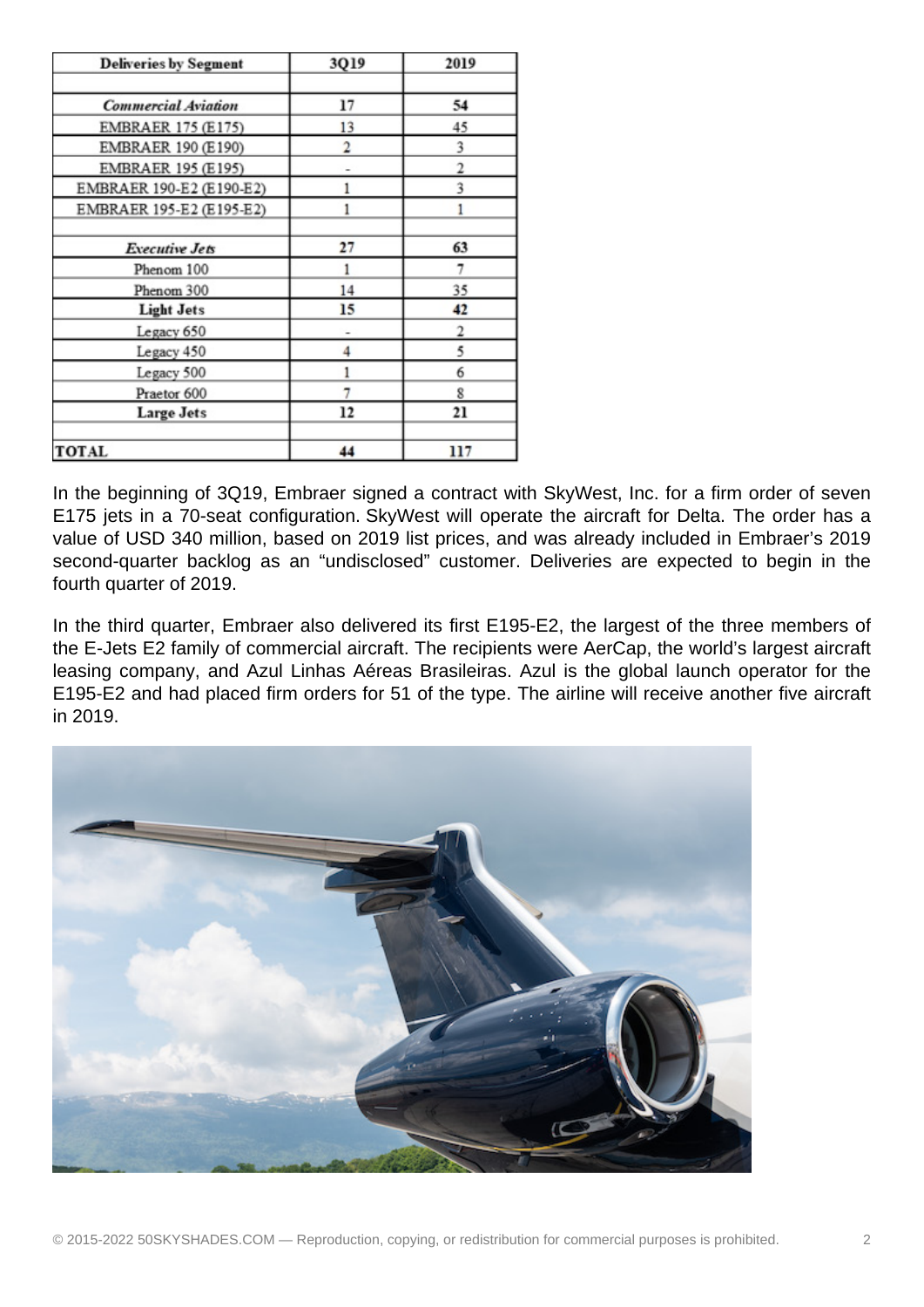| Deliveries by Segment | 3Q19 | 2019 |
|---|---|---|
| | | |
| ***Commercial Aviation*** | **17** | **54** |
| EMBRAER 175 (E175) | 13 | 45 |
| EMBRAER 190 (E190) | 2 | 3 |
| EMBRAER 195 (E195) | - | 2 |
| EMBRAER 190-E2 (E190-E2) | 1 | 3 |
| EMBRAER 195-E2 (E195-E2) | 1 | 1 |
| | | |
| ***Executive Jets*** | **27** | **63** |
| Phenom 100 | 1 | 7 |
| Phenom 300 | 14 | 35 |
| **Light Jets** | **15** | **42** |
| Legacy 650 | - | 2 |
| Legacy 450 | 4 | 5 |
| Legacy 500 | 1 | 6 |
| Praetor 600 | 7 | 8 |
| **Large Jets** | **12** | **21** |
| | | |
| **TOTAL** | **44** | **117** |

In the beginning of 3Q19, Embraer signed a contract with SkyWest, Inc. for a firm order of seven E175 jets in a 70-seat configuration. SkyWest will operate the aircraft for Delta. The order has a value of USD 340 million, based on 2019 list prices, and was already included in Embraer's 2019 second-quarter backlog as an "undisclosed" customer. Deliveries are expected to begin in the fourth quarter of 2019.

In the third quarter, Embraer also delivered its first E195-E2, the largest of the three members of the E-Jets E2 family of commercial aircraft. The recipients were AerCap, the world's largest aircraft leasing company, and Azul Linhas Aéreas Brasileiras. Azul is the global launch operator for the E195-E2 and had placed firm orders for 51 of the type. The airline will receive another five aircraft in 2019.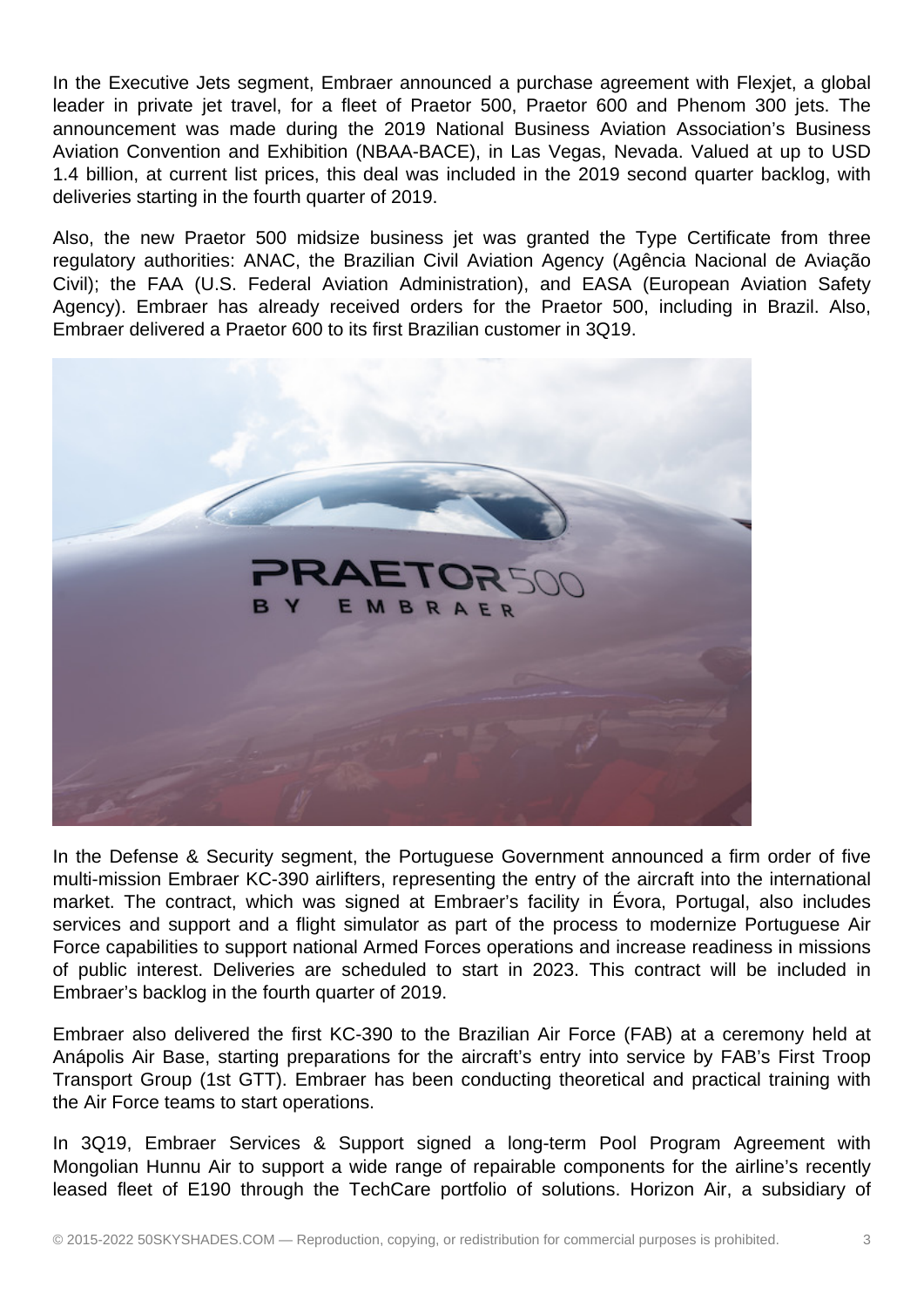In the Executive Jets segment, Embraer announced a purchase agreement with Flexjet, a global leader in private jet travel, for a fleet of Praetor 500, Praetor 600 and Phenom 300 jets. The announcement was made during the 2019 National Business Aviation Association's Business Aviation Convention and Exhibition (NBAA-BACE), in Las Vegas, Nevada. Valued at up to USD 1.4 billion, at current list prices, this deal was included in the 2019 second quarter backlog, with deliveries starting in the fourth quarter of 2019.

Also, the new Praetor 500 midsize business jet was granted the Type Certificate from three regulatory authorities: ANAC, the Brazilian Civil Aviation Agency (Agência Nacional de Aviação Civil); the FAA (U.S. Federal Aviation Administration), and EASA (European Aviation Safety Agency). Embraer has already received orders for the Praetor 500, including in Brazil. Also, Embraer delivered a Praetor 600 to its first Brazilian customer in 3Q19.

In the Defense & Security segment, the Portuguese Government announced a firm order of five multi-mission Embraer KC-390 airlifters, representing the entry of the aircraft into the international market. The contract, which was signed at Embraer's facility in Évora, Portugal, also includes services and support and a flight simulator as part of the process to modernize Portuguese Air Force capabilities to support national Armed Forces operations and increase readiness in missions of public interest. Deliveries are scheduled to start in 2023. This contract will be included in Embraer's backlog in the fourth quarter of 2019.

Embraer also delivered the first KC-390 to the Brazilian Air Force (FAB) at a ceremony held at Anápolis Air Base, starting preparations for the aircraft's entry into service by FAB's First Troop Transport Group (1st GTT). Embraer has been conducting theoretical and practical training with the Air Force teams to start operations.

In 3Q19, Embraer Services & Support signed a long-term Pool Program Agreement with Mongolian Hunnu Air to support a wide range of repairable components for the airline's recently leased fleet of E190 through the TechCare portfolio of solutions. Horizon Air, a subsidiary of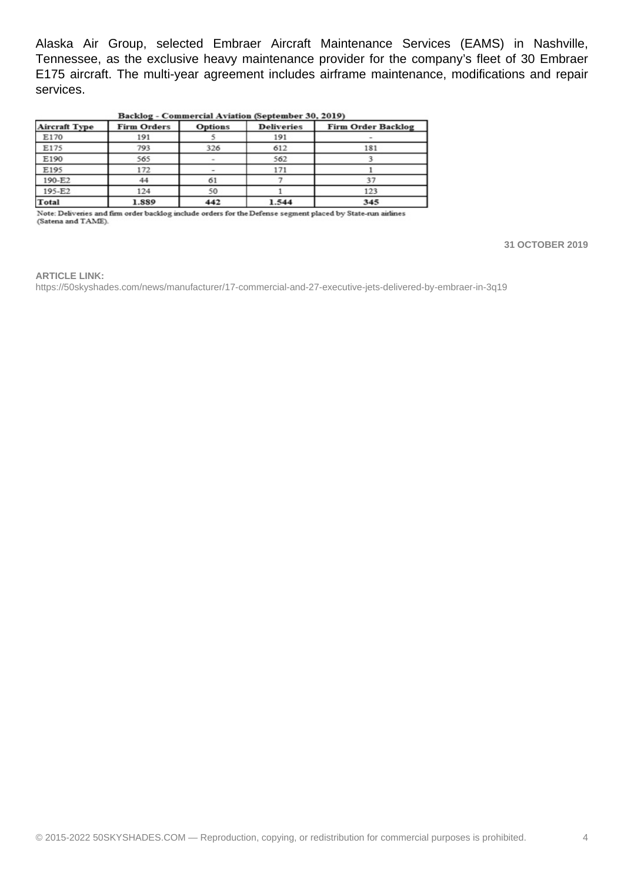Alaska Air Group, selected Embraer Aircraft Maintenance Services (EAMS) in Nashville, Tennessee, as the exclusive heavy maintenance provider for the company's fleet of 30 Embraer E175 aircraft. The multi-year agreement includes airframe maintenance, modifications and repair services.

**Backlog - Commercial Aviation (September 30, 2019)**

| Aircraft Type | Firm Orders | Options | Deliveries | Firm Order Backlog |
|---|---|---|---|---|
| E170 | 191 | 5 | 191 | - |
| E175 | 793 | 326 | 612 | 181 |
| E190 | 565 | - | 562 | 3 |
| E195 | 172 | - | 171 | 1 |
| 190-E2 | 44 | 61 | 7 | 37 |
| 195-E2 | 124 | 50 | 1 | 123 |
| **Total** | **1.889** | **442** | **1.544** | **345** |

Note: Deliveries and firm order backlog include orders for the Defense segment placed by State-run airlines (Satena and TAME).

**31 OCTOBER 2019**

**ARTICLE LINK:**
https://50skyshades.com/news/manufacturer/17-commercial-and-27-executive-jets-delivered-by-embraer-in-3q19

© 2015-2022 50SKYSHADES.COM — Reproduction, copying, or redistribution for commercial purposes is prohibited.